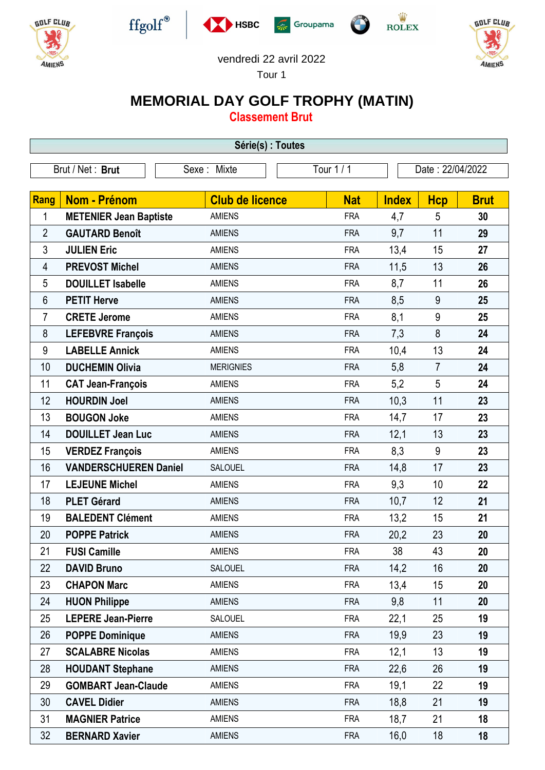vendredi 22 avril 2022

Tour 1

# MEMORIAL DAY GOLF TROPHY (MATIN)

## Classement Brut

**Série(s) : Toutes**

| Brut / Net : **Brut** | Sexe : Mixte | Tour 1 / 1 | Date : 22/04/2022 |
|---|---|---|---|

| Rang | Nom - Prénom | Club de licence | Nat | Index | Hcp | Brut |
|---|---|---|---|---|---|---|
| 1 | **METENIER Jean Baptiste** | AMIENS | FRA | 4,7 | 5 | **30** |
| 2 | **GAUTARD Benoît** | AMIENS | FRA | 9,7 | 11 | **29** |
| 3 | **JULIEN Eric** | AMIENS | FRA | 13,4 | 15 | **27** |
| 4 | **PREVOST Michel** | AMIENS | FRA | 11,5 | 13 | **26** |
| 5 | **DOUILLET Isabelle** | AMIENS | FRA | 8,7 | 11 | **26** |
| 6 | **PETIT Herve** | AMIENS | FRA | 8,5 | 9 | **25** |
| 7 | **CRETE Jerome** | AMIENS | FRA | 8,1 | 9 | **25** |
| 8 | **LEFEBVRE François** | AMIENS | FRA | 7,3 | 8 | **24** |
| 9 | **LABELLE Annick** | AMIENS | FRA | 10,4 | 13 | **24** |
| 10 | **DUCHEMIN Olivia** | MERIGNIES | FRA | 5,8 | 7 | **24** |
| 11 | **CAT Jean-François** | AMIENS | FRA | 5,2 | 5 | **24** |
| 12 | **HOURDIN Joel** | AMIENS | FRA | 10,3 | 11 | **23** |
| 13 | **BOUGON Joke** | AMIENS | FRA | 14,7 | 17 | **23** |
| 14 | **DOUILLET Jean Luc** | AMIENS | FRA | 12,1 | 13 | **23** |
| 15 | **VERDEZ François** | AMIENS | FRA | 8,3 | 9 | **23** |
| 16 | **VANDERSCHUEREN Daniel** | SALOUEL | FRA | 14,8 | 17 | **23** |
| 17 | **LEJEUNE Michel** | AMIENS | FRA | 9,3 | 10 | **22** |
| 18 | **PLET Gérard** | AMIENS | FRA | 10,7 | 12 | **21** |
| 19 | **BALEDENT Clément** | AMIENS | FRA | 13,2 | 15 | **21** |
| 20 | **POPPE Patrick** | AMIENS | FRA | 20,2 | 23 | **20** |
| 21 | **FUSI Camille** | AMIENS | FRA | 38 | 43 | **20** |
| 22 | **DAVID Bruno** | SALOUEL | FRA | 14,2 | 16 | **20** |
| 23 | **CHAPON Marc** | AMIENS | FRA | 13,4 | 15 | **20** |
| 24 | **HUON Philippe** | AMIENS | FRA | 9,8 | 11 | **20** |
| 25 | **LEPERE Jean-Pierre** | SALOUEL | FRA | 22,1 | 25 | **19** |
| 26 | **POPPE Dominique** | AMIENS | FRA | 19,9 | 23 | **19** |
| 27 | **SCALABRE Nicolas** | AMIENS | FRA | 12,1 | 13 | **19** |
| 28 | **HOUDANT Stephane** | AMIENS | FRA | 22,6 | 26 | **19** |
| 29 | **GOMBART Jean-Claude** | AMIENS | FRA | 19,1 | 22 | **19** |
| 30 | **CAVEL Didier** | AMIENS | FRA | 18,8 | 21 | **19** |
| 31 | **MAGNIER Patrice** | AMIENS | FRA | 18,7 | 21 | **18** |
| 32 | **BERNARD Xavier** | AMIENS | FRA | 16,0 | 18 | **18** |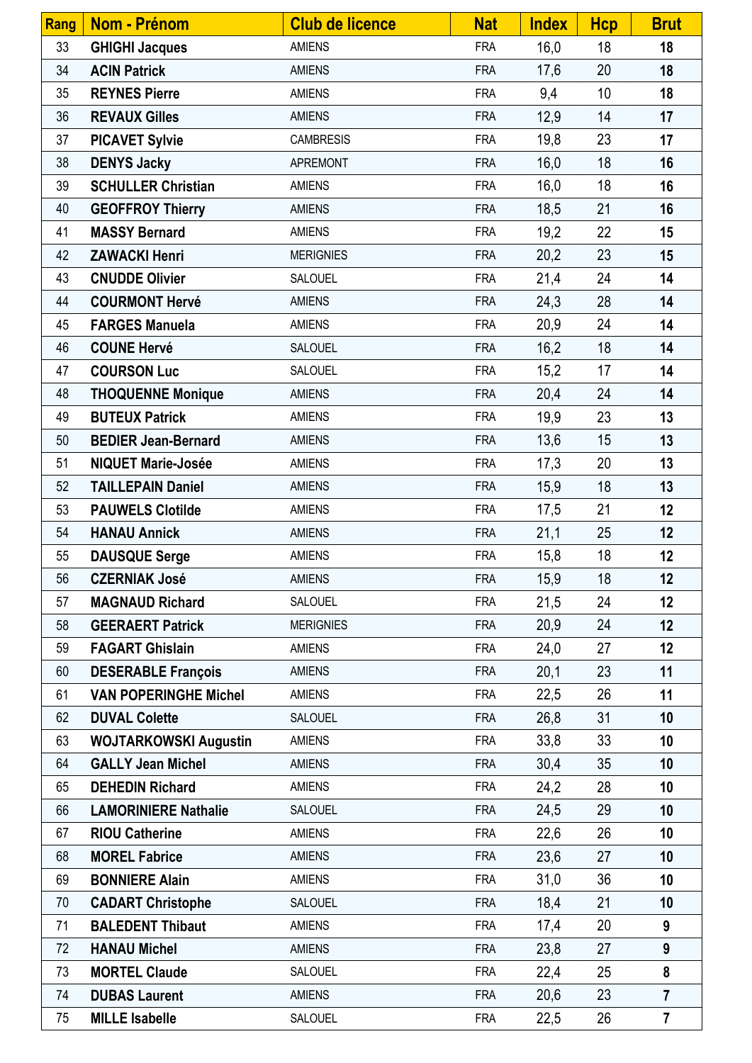| Rang | Nom - Prénom | Club de licence | Nat | Index | Hcp | Brut |
|---|---|---|---|---|---|---|
| 33 | **GHIGHI Jacques** | AMIENS | FRA | 16,0 | 18 | **18** |
| 34 | **ACIN Patrick** | AMIENS | FRA | 17,6 | 20 | **18** |
| 35 | **REYNES Pierre** | AMIENS | FRA | 9,4 | 10 | **18** |
| 36 | **REVAUX Gilles** | AMIENS | FRA | 12,9 | 14 | **17** |
| 37 | **PICAVET Sylvie** | CAMBRESIS | FRA | 19,8 | 23 | **17** |
| 38 | **DENYS Jacky** | APREMONT | FRA | 16,0 | 18 | **16** |
| 39 | **SCHULLER Christian** | AMIENS | FRA | 16,0 | 18 | **16** |
| 40 | **GEOFFROY Thierry** | AMIENS | FRA | 18,5 | 21 | **16** |
| 41 | **MASSY Bernard** | AMIENS | FRA | 19,2 | 22 | **15** |
| 42 | **ZAWACKI Henri** | MERIGNIES | FRA | 20,2 | 23 | **15** |
| 43 | **CNUDDE Olivier** | SALOUEL | FRA | 21,4 | 24 | **14** |
| 44 | **COURMONT Hervé** | AMIENS | FRA | 24,3 | 28 | **14** |
| 45 | **FARGES Manuela** | AMIENS | FRA | 20,9 | 24 | **14** |
| 46 | **COUNE Hervé** | SALOUEL | FRA | 16,2 | 18 | **14** |
| 47 | **COURSON Luc** | SALOUEL | FRA | 15,2 | 17 | **14** |
| 48 | **THOQUENNE Monique** | AMIENS | FRA | 20,4 | 24 | **14** |
| 49 | **BUTEUX Patrick** | AMIENS | FRA | 19,9 | 23 | **13** |
| 50 | **BEDIER Jean-Bernard** | AMIENS | FRA | 13,6 | 15 | **13** |
| 51 | **NIQUET Marie-Josée** | AMIENS | FRA | 17,3 | 20 | **13** |
| 52 | **TAILLEPAIN Daniel** | AMIENS | FRA | 15,9 | 18 | **13** |
| 53 | **PAUWELS Clotilde** | AMIENS | FRA | 17,5 | 21 | **12** |
| 54 | **HANAU Annick** | AMIENS | FRA | 21,1 | 25 | **12** |
| 55 | **DAUSQUE Serge** | AMIENS | FRA | 15,8 | 18 | **12** |
| 56 | **CZERNIAK José** | AMIENS | FRA | 15,9 | 18 | **12** |
| 57 | **MAGNAUD Richard** | SALOUEL | FRA | 21,5 | 24 | **12** |
| 58 | **GEERAERT Patrick** | MERIGNIES | FRA | 20,9 | 24 | **12** |
| 59 | **FAGART Ghislain** | AMIENS | FRA | 24,0 | 27 | **12** |
| 60 | **DESERABLE François** | AMIENS | FRA | 20,1 | 23 | **11** |
| 61 | **VAN POPERINGHE Michel** | AMIENS | FRA | 22,5 | 26 | **11** |
| 62 | **DUVAL Colette** | SALOUEL | FRA | 26,8 | 31 | **10** |
| 63 | **WOJTARKOWSKI Augustin** | AMIENS | FRA | 33,8 | 33 | **10** |
| 64 | **GALLY Jean Michel** | AMIENS | FRA | 30,4 | 35 | **10** |
| 65 | **DEHEDIN Richard** | AMIENS | FRA | 24,2 | 28 | **10** |
| 66 | **LAMORINIERE Nathalie** | SALOUEL | FRA | 24,5 | 29 | **10** |
| 67 | **RIOU Catherine** | AMIENS | FRA | 22,6 | 26 | **10** |
| 68 | **MOREL Fabrice** | AMIENS | FRA | 23,6 | 27 | **10** |
| 69 | **BONNIERE Alain** | AMIENS | FRA | 31,0 | 36 | **10** |
| 70 | **CADART Christophe** | SALOUEL | FRA | 18,4 | 21 | **10** |
| 71 | **BALEDENT Thibaut** | AMIENS | FRA | 17,4 | 20 | **9** |
| 72 | **HANAU Michel** | AMIENS | FRA | 23,8 | 27 | **9** |
| 73 | **MORTEL Claude** | SALOUEL | FRA | 22,4 | 25 | **8** |
| 74 | **DUBAS Laurent** | AMIENS | FRA | 20,6 | 23 | **7** |
| 75 | **MILLE Isabelle** | SALOUEL | FRA | 22,5 | 26 | **7** |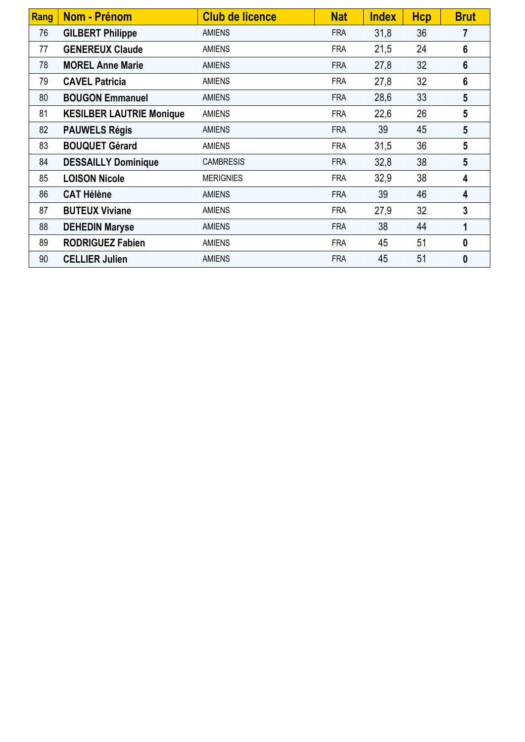| Rang | Nom - Prénom | Club de licence | Nat | Index | Hcp | Brut |
|---|---|---|---|---|---|---|
| 76 | **GILBERT Philippe** | AMIENS | FRA | 31,8 | 36 | **7** |
| 77 | **GENEREUX Claude** | AMIENS | FRA | 21,5 | 24 | **6** |
| 78 | **MOREL Anne Marie** | AMIENS | FRA | 27,8 | 32 | **6** |
| 79 | **CAVEL Patricia** | AMIENS | FRA | 27,8 | 32 | **6** |
| 80 | **BOUGON Emmanuel** | AMIENS | FRA | 28,6 | 33 | **5** |
| 81 | **KESILBER LAUTRIE Monique** | AMIENS | FRA | 22,6 | 26 | **5** |
| 82 | **PAUWELS Régis** | AMIENS | FRA | 39 | 45 | **5** |
| 83 | **BOUQUET Gérard** | AMIENS | FRA | 31,5 | 36 | **5** |
| 84 | **DESSAILLY Dominique** | CAMBRESIS | FRA | 32,8 | 38 | **5** |
| 85 | **LOISON Nicole** | MERIGNIES | FRA | 32,9 | 38 | **4** |
| 86 | **CAT Hélène** | AMIENS | FRA | 39 | 46 | **4** |
| 87 | **BUTEUX Viviane** | AMIENS | FRA | 27,9 | 32 | **3** |
| 88 | **DEHEDIN Maryse** | AMIENS | FRA | 38 | 44 | **1** |
| 89 | **RODRIGUEZ Fabien** | AMIENS | FRA | 45 | 51 | **0** |
| 90 | **CELLIER Julien** | AMIENS | FRA | 45 | 51 | **0** |